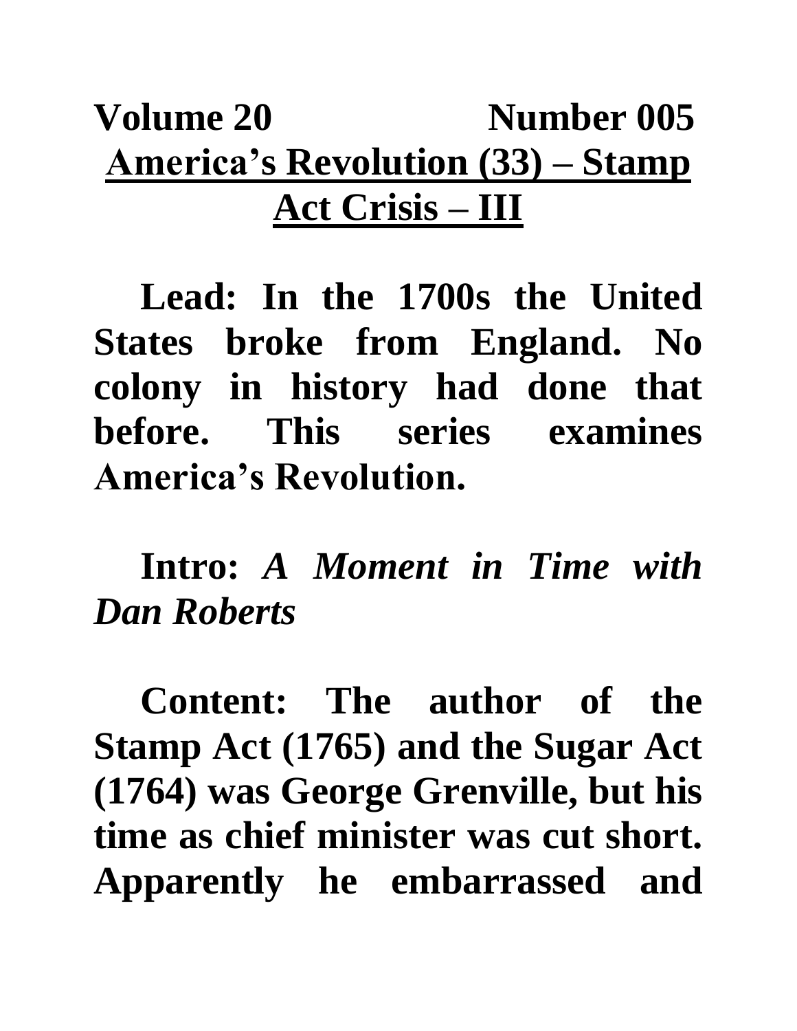**Volume 20 Number 005**

# America's Revolution (33) – Stamp Act Crisis – III

**Lead: In the 1700s the United States broke from England. No colony in history had done that before. This series examines America's Revolution.**

**Intro:** ***A Moment in Time with Dan Roberts***

**Content: The author of the Stamp Act (1765) and the Sugar Act (1764) was George Grenville, but his time as chief minister was cut short. Apparently he embarrassed and**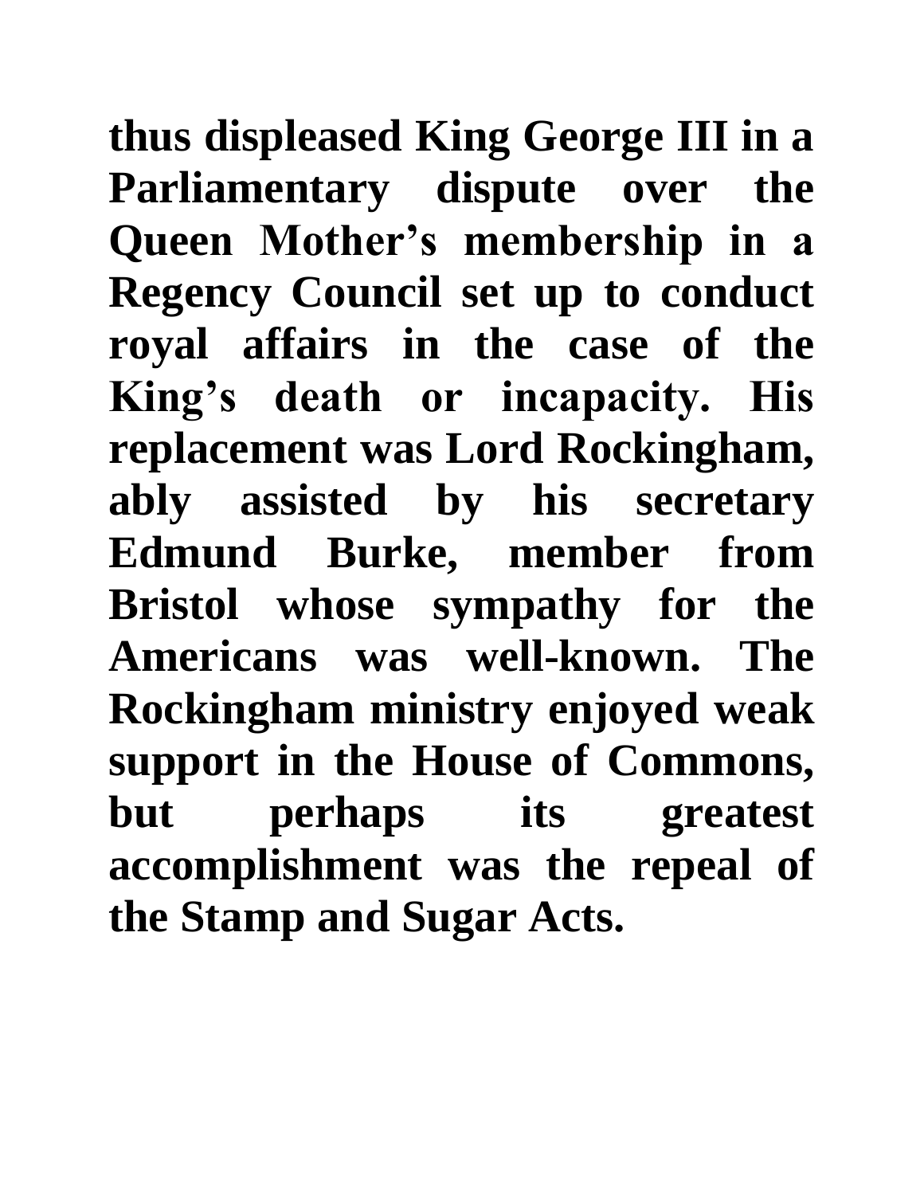**thus displeased King George III in a Parliamentary dispute over the Queen Mother's membership in a Regency Council set up to conduct royal affairs in the case of the King's death or incapacity. His replacement was Lord Rockingham, ably assisted by his secretary Edmund Burke, member from Bristol whose sympathy for the Americans was well-known. The Rockingham ministry enjoyed weak support in the House of Commons, but perhaps its greatest accomplishment was the repeal of the Stamp and Sugar Acts.**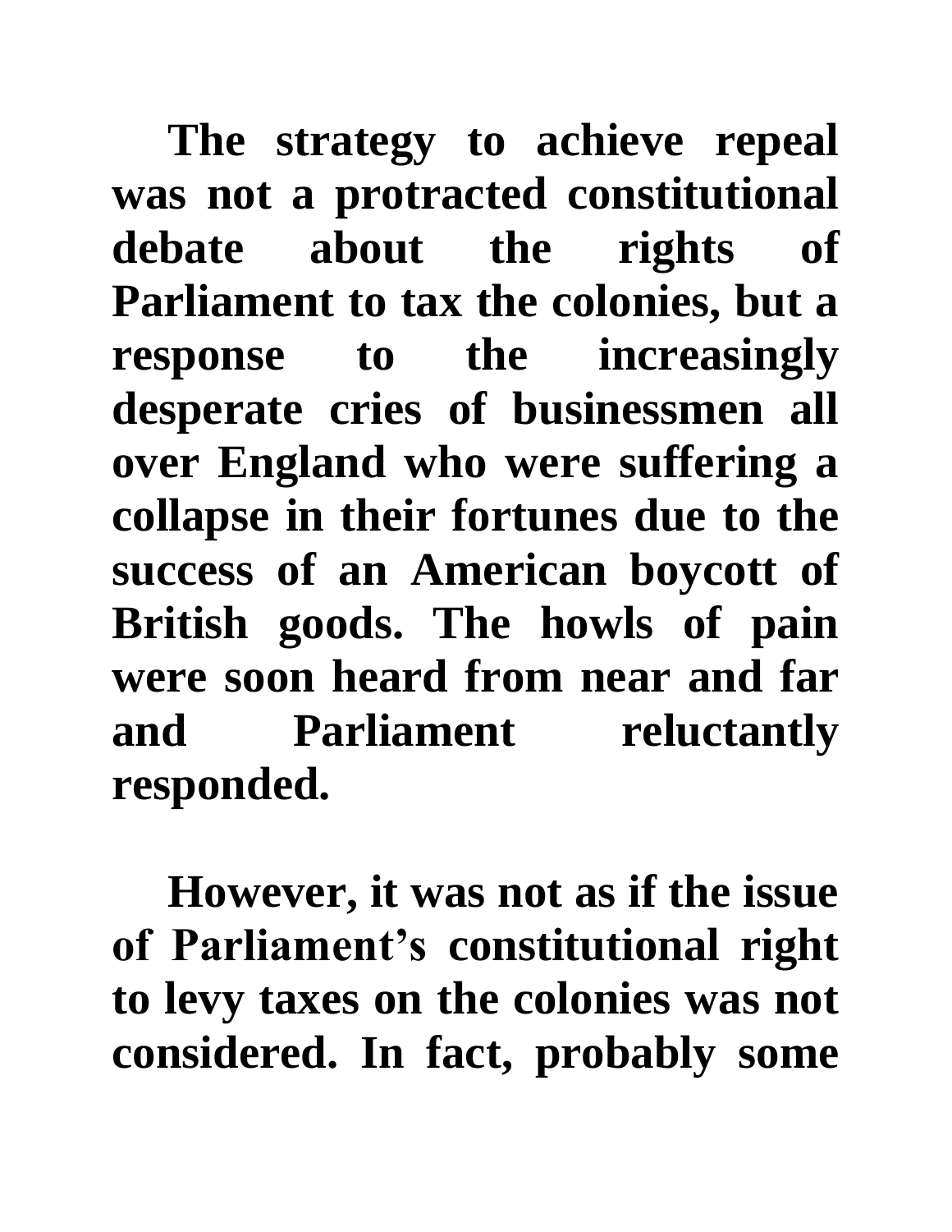**The strategy to achieve repeal was not a protracted constitutional debate about the rights of Parliament to tax the colonies, but a response to the increasingly desperate cries of businessmen all over England who were suffering a collapse in their fortunes due to the success of an American boycott of British goods. The howls of pain were soon heard from near and far and Parliament reluctantly responded.**

**However, it was not as if the issue of Parliament's constitutional right to levy taxes on the colonies was not considered. In fact, probably some**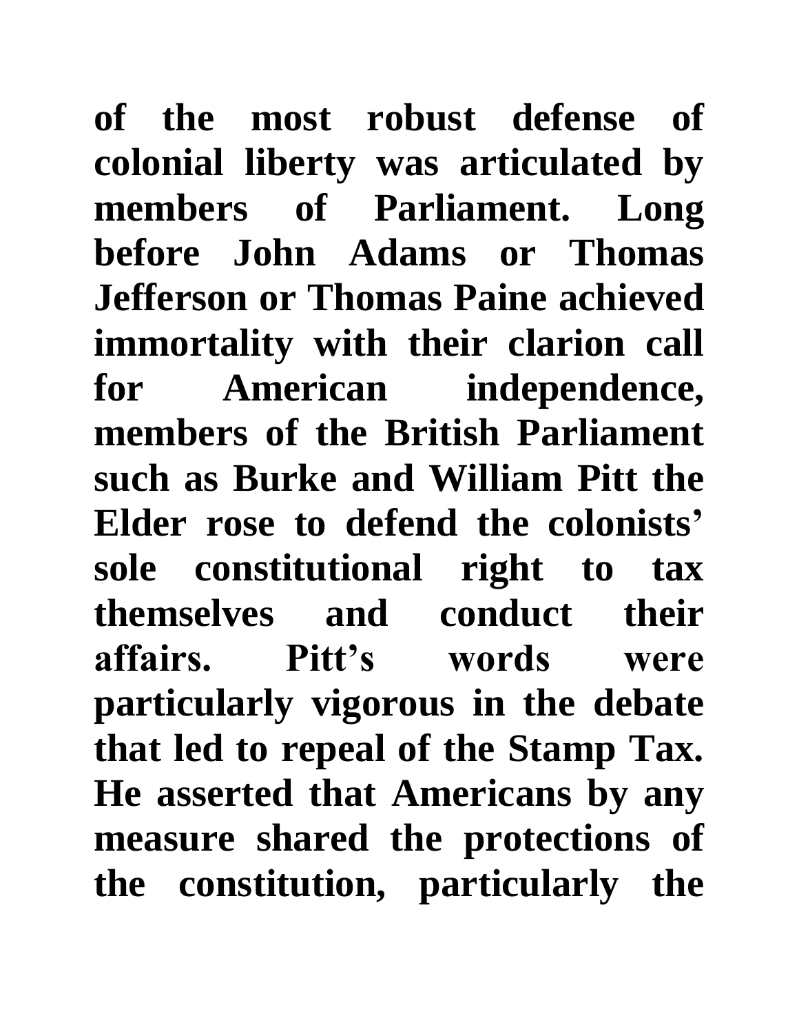**of the most robust defense of colonial liberty was articulated by members of Parliament. Long before John Adams or Thomas Jefferson or Thomas Paine achieved immortality with their clarion call for American independence, members of the British Parliament such as Burke and William Pitt the Elder rose to defend the colonists' sole constitutional right to tax themselves and conduct their affairs. Pitt's words were particularly vigorous in the debate that led to repeal of the Stamp Tax. He asserted that Americans by any measure shared the protections of the constitution, particularly the**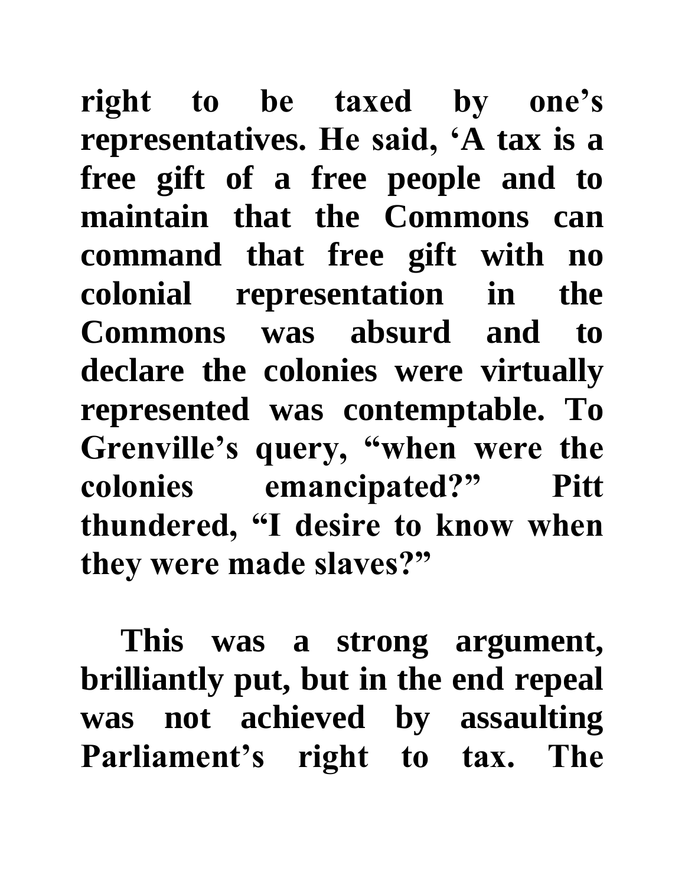**right to be taxed by one's representatives. He said, 'A tax is a free gift of a free people and to maintain that the Commons can command that free gift with no colonial representation in the Commons was absurd and to declare the colonies were virtually represented was contemptable. To Grenville's query, "when were the colonies emancipated?" Pitt thundered, "I desire to know when they were made slaves?"**

**This was a strong argument, brilliantly put, but in the end repeal was not achieved by assaulting Parliament's right to tax. The**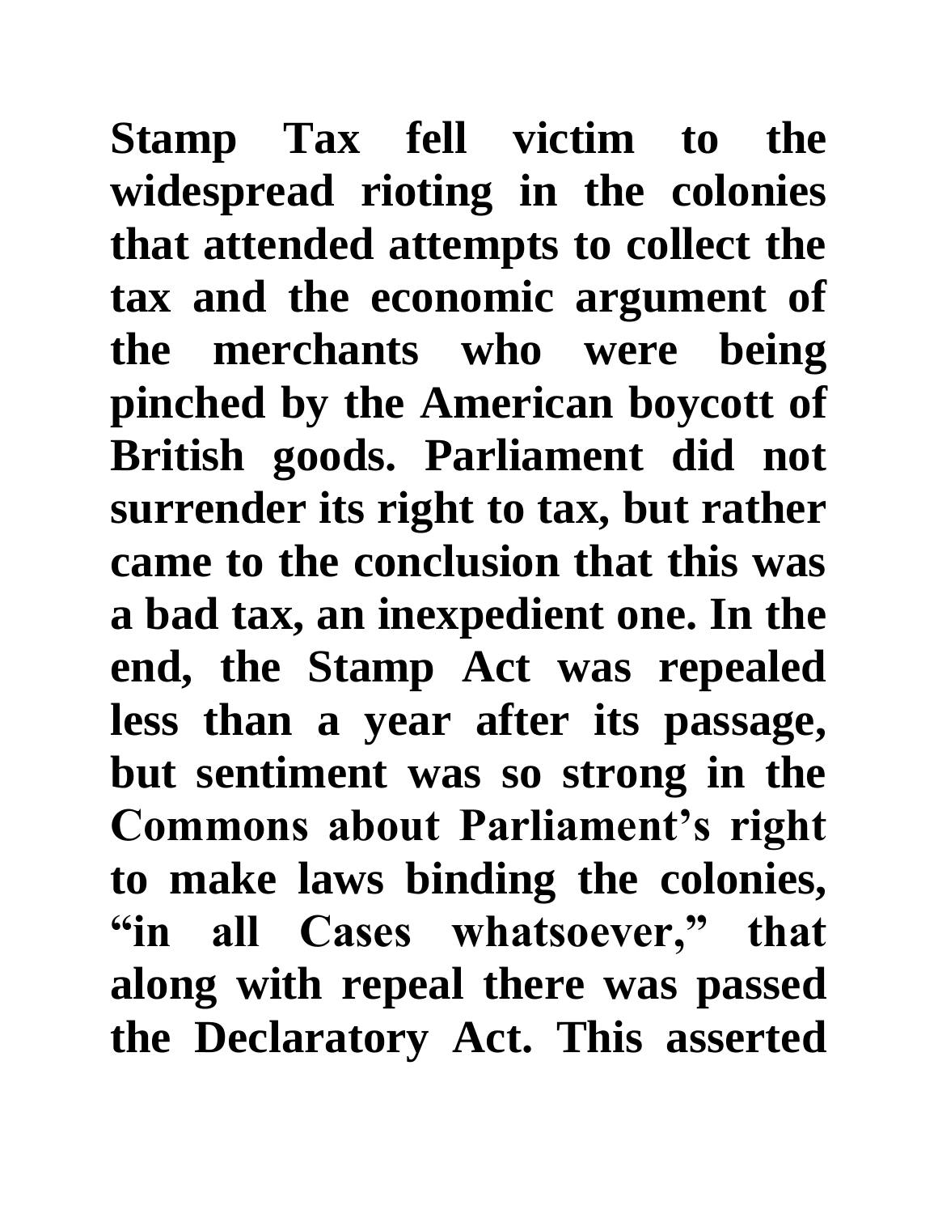**Stamp Tax fell victim to the widespread rioting in the colonies that attended attempts to collect the tax and the economic argument of the merchants who were being pinched by the American boycott of British goods. Parliament did not surrender its right to tax, but rather came to the conclusion that this was a bad tax, an inexpedient one. In the end, the Stamp Act was repealed less than a year after its passage, but sentiment was so strong in the Commons about Parliament's right to make laws binding the colonies, "in all Cases whatsoever," that along with repeal there was passed the Declaratory Act. This asserted**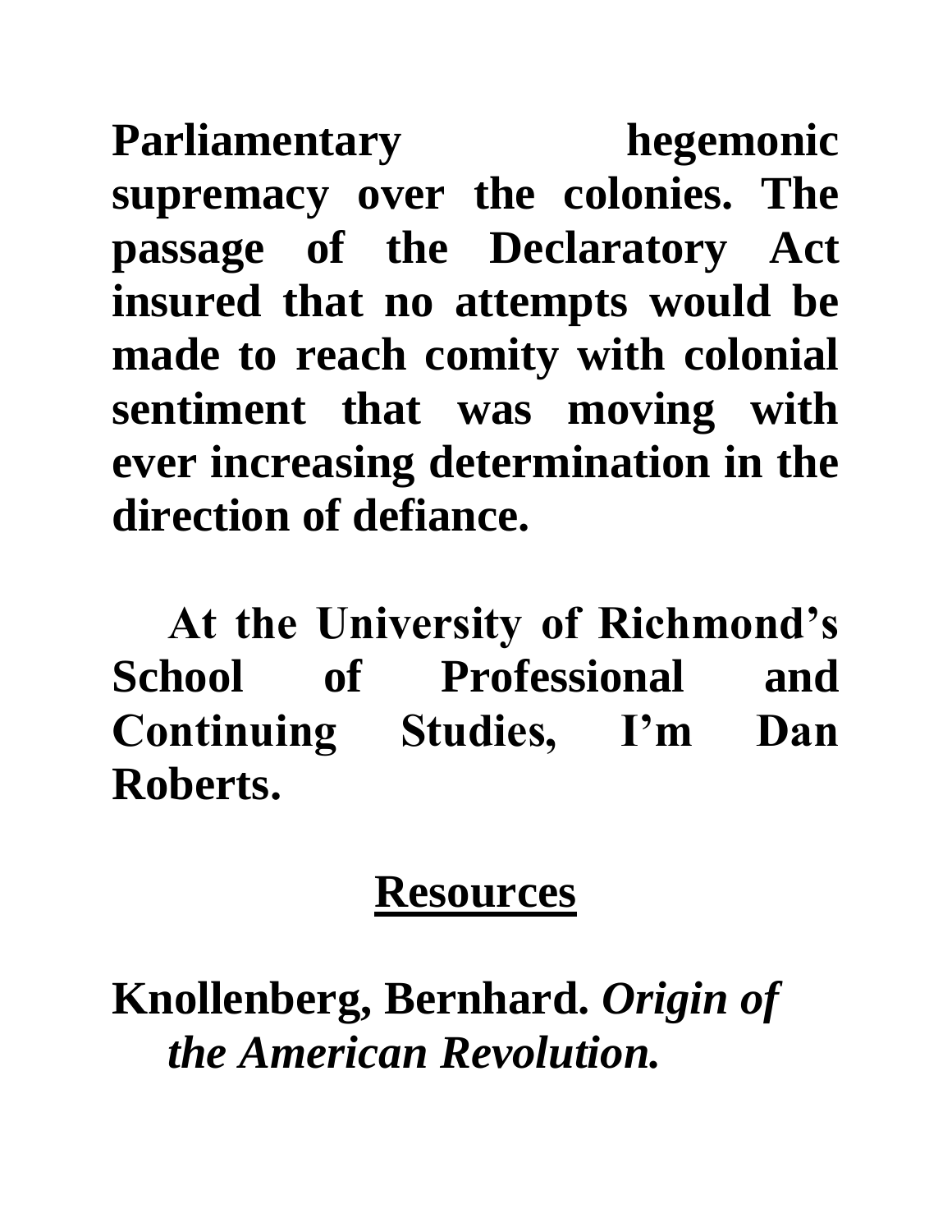**Parliamentary hegemonic supremacy over the colonies. The passage of the Declaratory Act insured that no attempts would be made to reach comity with colonial sentiment that was moving with ever increasing determination in the direction of defiance.**

**At the University of Richmond's School of Professional and Continuing Studies, I'm Dan Roberts.**

## Resources

**Knollenberg, Bernhard. *Origin of the American Revolution.***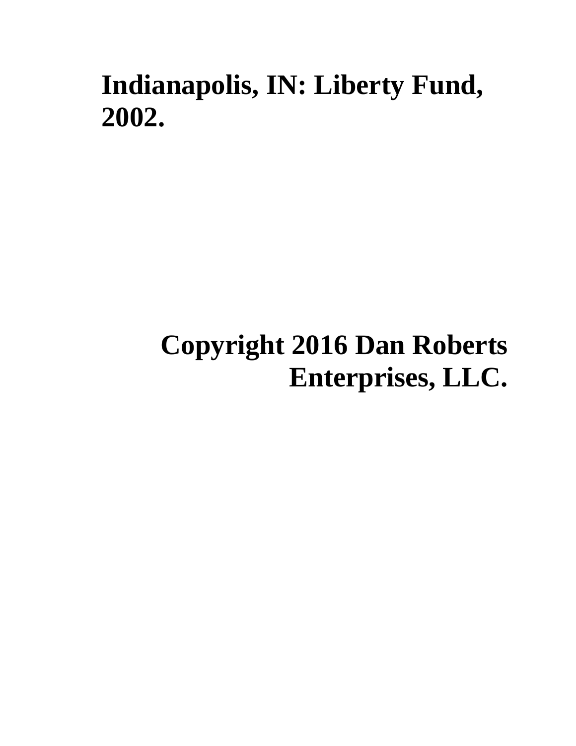**Indianapolis, IN: Liberty Fund, 2002.**

**Copyright 2016 Dan Roberts Enterprises, LLC.**